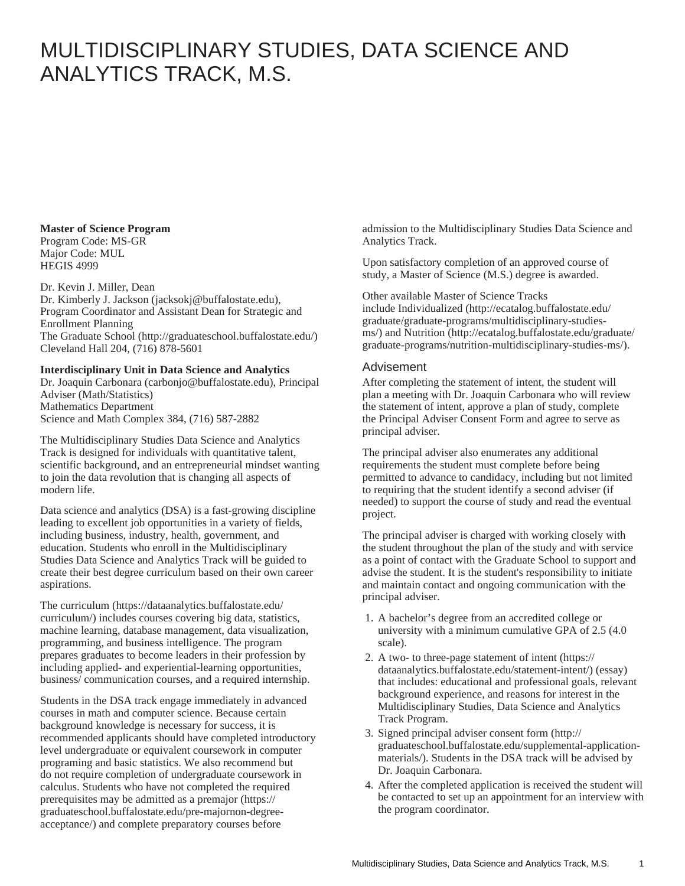# MULTIDISCIPLINARY STUDIES, DATA SCIENCE AND ANALYTICS TRACK, M.S.

**Master of Science Program**
Program Code: MS-GR
Major Code: MUL
HEGIS 4999

Dr. Kevin J. Miller, Dean
Dr. Kimberly J. Jackson (jacksokj@buffalostate.edu), Program Coordinator and Assistant Dean for Strategic and Enrollment Planning
The Graduate School (http://graduateschool.buffalostate.edu/)
Cleveland Hall 204, (716) 878-5601

**Interdisciplinary Unit in Data Science and Analytics**
Dr. Joaquin Carbonara (carbonjo@buffalostate.edu), Principal Adviser (Math/Statistics)
Mathematics Department
Science and Math Complex 384, (716) 587-2882

The Multidisciplinary Studies Data Science and Analytics Track is designed for individuals with quantitative talent, scientific background, and an entrepreneurial mindset wanting to join the data revolution that is changing all aspects of modern life.

Data science and analytics (DSA) is a fast-growing discipline leading to excellent job opportunities in a variety of fields, including business, industry, health, government, and education. Students who enroll in the Multidisciplinary Studies Data Science and Analytics Track will be guided to create their best degree curriculum based on their own career aspirations.

The curriculum (https://dataanalytics.buffalostate.edu/curriculum/) includes courses covering big data, statistics, machine learning, database management, data visualization, programming, and business intelligence. The program prepares graduates to become leaders in their profession by including applied- and experiential-learning opportunities, business/ communication courses, and a required internship.

Students in the DSA track engage immediately in advanced courses in math and computer science. Because certain background knowledge is necessary for success, it is recommended applicants should have completed introductory level undergraduate or equivalent coursework in computer programing and basic statistics. We also recommend but do not require completion of undergraduate coursework in calculus. Students who have not completed the required prerequisites may be admitted as a premajor (https://graduateschool.buffalostate.edu/pre-majornon-degree-acceptance/) and complete preparatory courses before admission to the Multidisciplinary Studies Data Science and Analytics Track.

Upon satisfactory completion of an approved course of study, a Master of Science (M.S.) degree is awarded.

Other available Master of Science Tracks include Individualized (http://ecatalog.buffalostate.edu/graduate/graduate-programs/multidisciplinary-studies-ms/) and Nutrition (http://ecatalog.buffalostate.edu/graduate/graduate-programs/nutrition-multidisciplinary-studies-ms/).

## Advisement

After completing the statement of intent, the student will plan a meeting with Dr. Joaquin Carbonara who will review the statement of intent, approve a plan of study, complete the Principal Adviser Consent Form and agree to serve as principal adviser.

The principal adviser also enumerates any additional requirements the student must complete before being permitted to advance to candidacy, including but not limited to requiring that the student identify a second adviser (if needed) to support the course of study and read the eventual project.

The principal adviser is charged with working closely with the student throughout the plan of the study and with service as a point of contact with the Graduate School to support and advise the student. It is the student's responsibility to initiate and maintain contact and ongoing communication with the principal adviser.

1. A bachelor's degree from an accredited college or university with a minimum cumulative GPA of 2.5 (4.0 scale).
2. A two- to three-page statement of intent (https://dataanalytics.buffalostate.edu/statement-intent/) (essay) that includes: educational and professional goals, relevant background experience, and reasons for interest in the Multidisciplinary Studies, Data Science and Analytics Track Program.
3. Signed principal adviser consent form (http://graduateschool.buffalostate.edu/supplemental-application-materials/). Students in the DSA track will be advised by Dr. Joaquin Carbonara.
4. After the completed application is received the student will be contacted to set up an appointment for an interview with the program coordinator.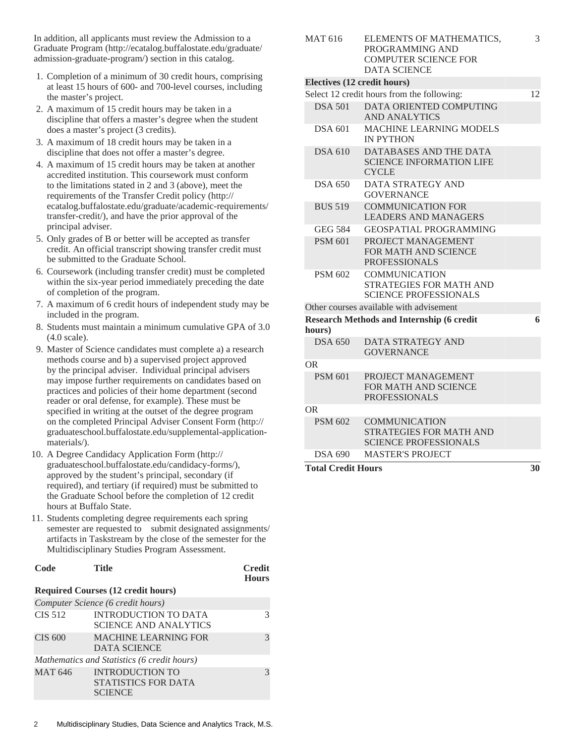In addition, all applicants must review the Admission to a Graduate Program (http://ecatalog.buffalostate.edu/graduate/admission-graduate-program/) section in this catalog.

1. Completion of a minimum of 30 credit hours, comprising at least 15 hours of 600- and 700-level courses, including the master's project.
2. A maximum of 15 credit hours may be taken in a discipline that offers a master's degree when the student does a master's project (3 credits).
3. A maximum of 18 credit hours may be taken in a discipline that does not offer a master's degree.
4. A maximum of 15 credit hours may be taken at another accredited institution. This coursework must conform to the limitations stated in 2 and 3 (above), meet the requirements of the Transfer Credit policy (http://ecatalog.buffalostate.edu/graduate/academic-requirements/transfer-credit/), and have the prior approval of the principal adviser.
5. Only grades of B or better will be accepted as transfer credit. An official transcript showing transfer credit must be submitted to the Graduate School.
6. Coursework (including transfer credit) must be completed within the six-year period immediately preceding the date of completion of the program.
7. A maximum of 6 credit hours of independent study may be included in the program.
8. Students must maintain a minimum cumulative GPA of 3.0 (4.0 scale).
9. Master of Science candidates must complete a) a research methods course and b) a supervised project approved by the principal adviser. Individual principal advisers may impose further requirements on candidates based on practices and policies of their home department (second reader or oral defense, for example). These must be specified in writing at the outset of the degree program on the completed Principal Adviser Consent Form (http://graduateschool.buffalostate.edu/supplemental-application-materials/).
10. A Degree Candidacy Application Form (http://graduateschool.buffalostate.edu/candidacy-forms/), approved by the student's principal, secondary (if required), and tertiary (if required) must be submitted to the Graduate School before the completion of 12 credit hours at Buffalo State.
11. Students completing degree requirements each spring semester are requested to submit designated assignments/artifacts in Taskstream by the close of the semester for the Multidisciplinary Studies Program Assessment.

| Code | Title | Credit Hours |
|---|---|---|
| **Required Courses (12 credit hours)** | | |
| *Computer Science (6 credit hours)* | | |
| CIS 512 | INTRODUCTION TO DATA SCIENCE AND ANALYTICS | 3 |
| CIS 600 | MACHINE LEARNING FOR DATA SCIENCE | 3 |
| *Mathematics and Statistics (6 credit hours)* | | |
| MAT 646 | INTRODUCTION TO STATISTICS FOR DATA SCIENCE | 3 |
| MAT 616 | ELEMENTS OF MATHEMATICS, PROGRAMMING AND COMPUTER SCIENCE FOR DATA SCIENCE | 3 |
| **Electives (12 credit hours)** | | |
| Select 12 credit hours from the following: | | 12 |
| DSA 501 | DATA ORIENTED COMPUTING AND ANALYTICS | |
| DSA 601 | MACHINE LEARNING MODELS IN PYTHON | |
| DSA 610 | DATABASES AND THE DATA SCIENCE INFORMATION LIFE CYCLE | |
| DSA 650 | DATA STRATEGY AND GOVERNANCE | |
| BUS 519 | COMMUNICATION FOR LEADERS AND MANAGERS | |
| GEG 584 | GEOSPATIAL PROGRAMMING | |
| PSM 601 | PROJECT MANAGEMENT FOR MATH AND SCIENCE PROFESSIONALS | |
| PSM 602 | COMMUNICATION STRATEGIES FOR MATH AND SCIENCE PROFESSIONALS | |
| Other courses available with advisement | | |
| **Research Methods and Internship (6 credit hours)** | | **6** |
| DSA 650 | DATA STRATEGY AND GOVERNANCE | |
| OR | | |
| PSM 601 | PROJECT MANAGEMENT FOR MATH AND SCIENCE PROFESSIONALS | |
| OR | | |
| PSM 602 | COMMUNICATION STRATEGIES FOR MATH AND SCIENCE PROFESSIONALS | |
| DSA 690 | MASTER'S PROJECT | |
| **Total Credit Hours** | | **30** |